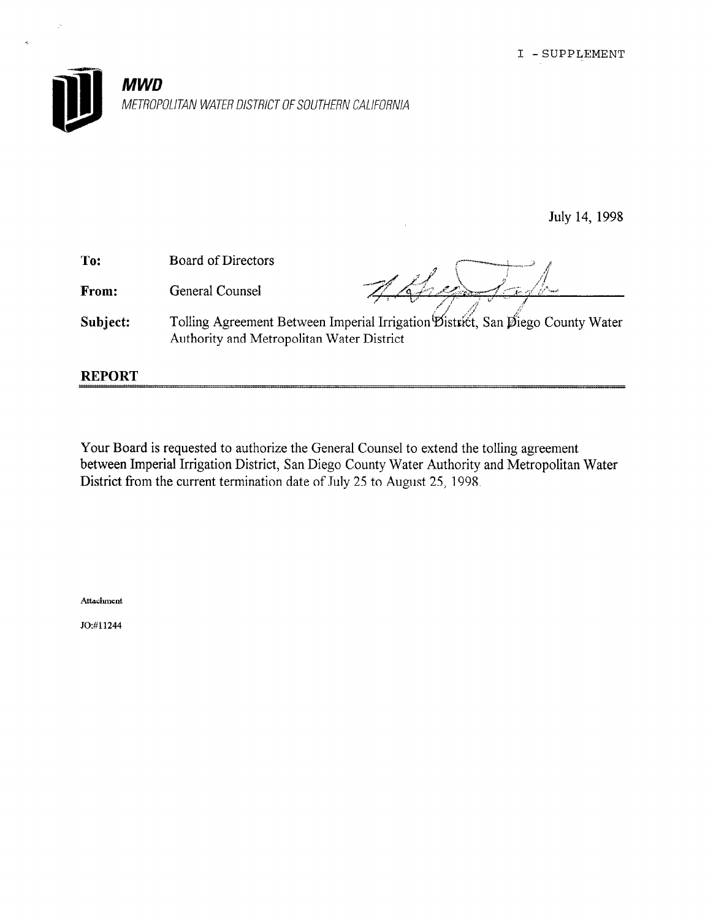I - SUPPLEMENT

**MWD**

*METROPOLITAN WATER DISTRICT OF SOUTHERN CALIFORNIA*

July 14, 1998

**To:** Board of Directors

**From:** General Counsel

**Subject:** Tolling Agreement Between Imperial Irrigation District, San Diego County Water Authority and Metropolitan Water District

## REPORT

Your Board is requested to authorize the General Counsel to extend the tolling agreement between Imperial Irrigation District, San Diego County Water Authority and Metropolitan Water District from the current termination date of July 25 to August 25, 1998.

Attachment

JO:#11244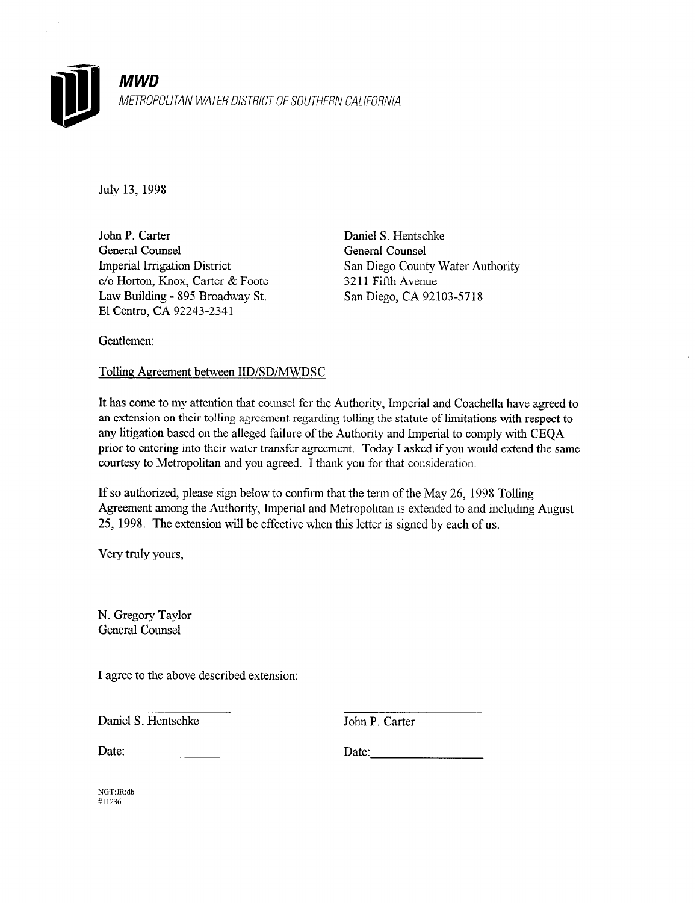**MWD**

*METROPOLITAN WATER DISTRICT OF SOUTHERN CALIFORNIA*

July 13, 1998

John P. Carter
General Counsel
Imperial Irrigation District
c/o Horton, Knox, Carter & Foote
Law Building - 895 Broadway St.
El Centro, CA 92243-2341

Daniel S. Hentschke
General Counsel
San Diego County Water Authority
3211 Fifth Avenue
San Diego, CA 92103-5718

Gentlemen:

Tolling Agreement between IID/SD/MWDSC

It has come to my attention that counsel for the Authority, Imperial and Coachella have agreed to an extension on their tolling agreement regarding tolling the statute of limitations with respect to any litigation based on the alleged failure of the Authority and Imperial to comply with CEQA prior to entering into their water transfer agreement. Today I asked if you would extend the same courtesy to Metropolitan and you agreed. I thank you for that consideration.

If so authorized, please sign below to confirm that the term of the May 26, 1998 Tolling Agreement among the Authority, Imperial and Metropolitan is extended to and including August 25, 1998. The extension will be effective when this letter is signed by each of us.

Very truly yours,

N. Gregory Taylor
General Counsel

I agree to the above described extension:

\_\_\_\_\_\_\_\_\_\_\_\_\_\_\_\_\_\_\_\_\_\_
Daniel S. Hentschke

Date: \_\_\_\_\_\_\_\_

\_\_\_\_\_\_\_\_\_\_\_\_\_\_\_\_\_\_\_\_\_\_
John P. Carter

Date: \_\_\_\_\_\_\_\_\_\_\_\_\_\_\_\_\_\_

NGT:JR:db
#11236